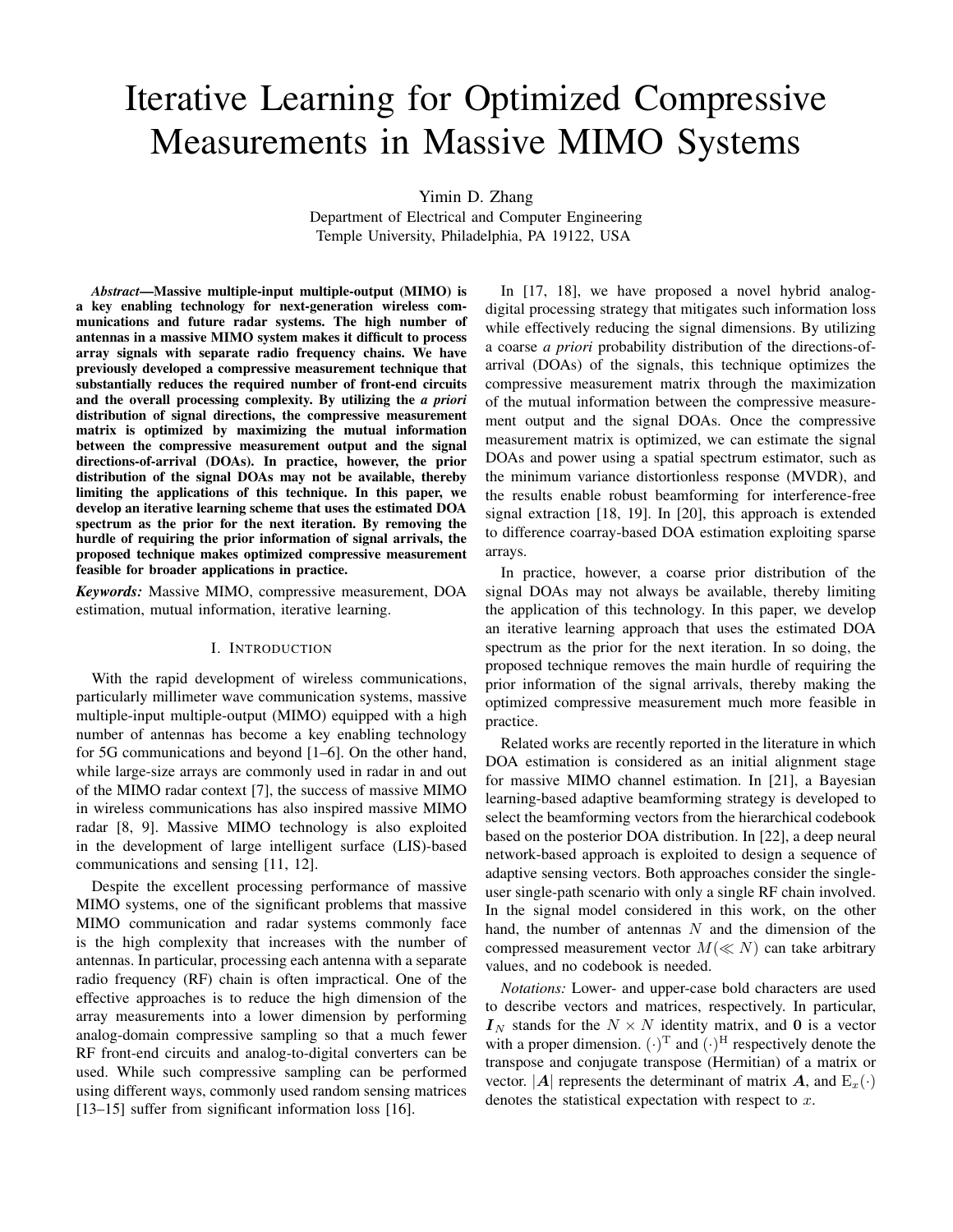# Iterative Learning for Optimized Compressive Measurements in Massive MIMO Systems

Yimin D. Zhang

Department of Electrical and Computer Engineering
Temple University, Philadelphia, PA 19122, USA

***Abstract*—Massive multiple-input multiple-output (MIMO) is a key enabling technology for next-generation wireless communications and future radar systems. The high number of antennas in a massive MIMO system makes it difficult to process array signals with separate radio frequency chains. We have previously developed a compressive measurement technique that substantially reduces the required number of front-end circuits and the overall processing complexity. By utilizing the *a priori* distribution of signal directions, the compressive measurement matrix is optimized by maximizing the mutual information between the compressive measurement output and the signal directions-of-arrival (DOAs). In practice, however, the prior distribution of the signal DOAs may not be available, thereby limiting the applications of this technique. In this paper, we develop an iterative learning scheme that uses the estimated DOA spectrum as the prior for the next iteration. By removing the hurdle of requiring the prior information of signal arrivals, the proposed technique makes optimized compressive measurement feasible for broader applications in practice.**

***Keywords:*** Massive MIMO, compressive measurement, DOA estimation, mutual information, iterative learning.

## I. Introduction

With the rapid development of wireless communications, particularly millimeter wave communication systems, massive multiple-input multiple-output (MIMO) equipped with a high number of antennas has become a key enabling technology for 5G communications and beyond [1–6]. On the other hand, while large-size arrays are commonly used in radar in and out of the MIMO radar context [7], the success of massive MIMO in wireless communications has also inspired massive MIMO radar [8, 9]. Massive MIMO technology is also exploited in the development of large intelligent surface (LIS)-based communications and sensing [11, 12].

Despite the excellent processing performance of massive MIMO systems, one of the significant problems that massive MIMO communication and radar systems commonly face is the high complexity that increases with the number of antennas. In particular, processing each antenna with a separate radio frequency (RF) chain is often impractical. One of the effective approaches is to reduce the high dimension of the array measurements into a lower dimension by performing analog-domain compressive sampling so that a much fewer RF front-end circuits and analog-to-digital converters can be used. While such compressive sampling can be performed using different ways, commonly used random sensing matrices [13–15] suffer from significant information loss [16].

In [17, 18], we have proposed a novel hybrid analog-digital processing strategy that mitigates such information loss while effectively reducing the signal dimensions. By utilizing a coarse *a priori* probability distribution of the directions-of-arrival (DOAs) of the signals, this technique optimizes the compressive measurement matrix through the maximization of the mutual information between the compressive measurement output and the signal DOAs. Once the compressive measurement matrix is optimized, we can estimate the signal DOAs and power using a spatial spectrum estimator, such as the minimum variance distortionless response (MVDR), and the results enable robust beamforming for interference-free signal extraction [18, 19]. In [20], this approach is extended to difference coarray-based DOA estimation exploiting sparse arrays.

In practice, however, a coarse prior distribution of the signal DOAs may not always be available, thereby limiting the application of this technology. In this paper, we develop an iterative learning approach that uses the estimated DOA spectrum as the prior for the next iteration. In so doing, the proposed technique removes the main hurdle of requiring the prior information of the signal arrivals, thereby making the optimized compressive measurement much more feasible in practice.

Related works are recently reported in the literature in which DOA estimation is considered as an initial alignment stage for massive MIMO channel estimation. In [21], a Bayesian learning-based adaptive beamforming strategy is developed to select the beamforming vectors from the hierarchical codebook based on the posterior DOA distribution. In [22], a deep neural network-based approach is exploited to design a sequence of adaptive sensing vectors. Both approaches consider the single-user single-path scenario with only a single RF chain involved. In the signal model considered in this work, on the other hand, the number of antennas $N$ and the dimension of the compressed measurement vector $M (\ll N)$ can take arbitrary values, and no codebook is needed.

*Notations:* Lower- and upper-case bold characters are used to describe vectors and matrices, respectively. In particular, $\boldsymbol{I}_N$ stands for the $N \times N$ identity matrix, and $\mathbf{0}$ is a vector with a proper dimension. $(\cdot)^{\mathrm{T}}$ and $(\cdot)^{\mathrm{H}}$ respectively denote the transpose and conjugate transpose (Hermitian) of a matrix or vector. $|\boldsymbol{A}|$ represents the determinant of matrix $\boldsymbol{A}$, and $\mathrm{E}_x(\cdot)$ denotes the statistical expectation with respect to $x$.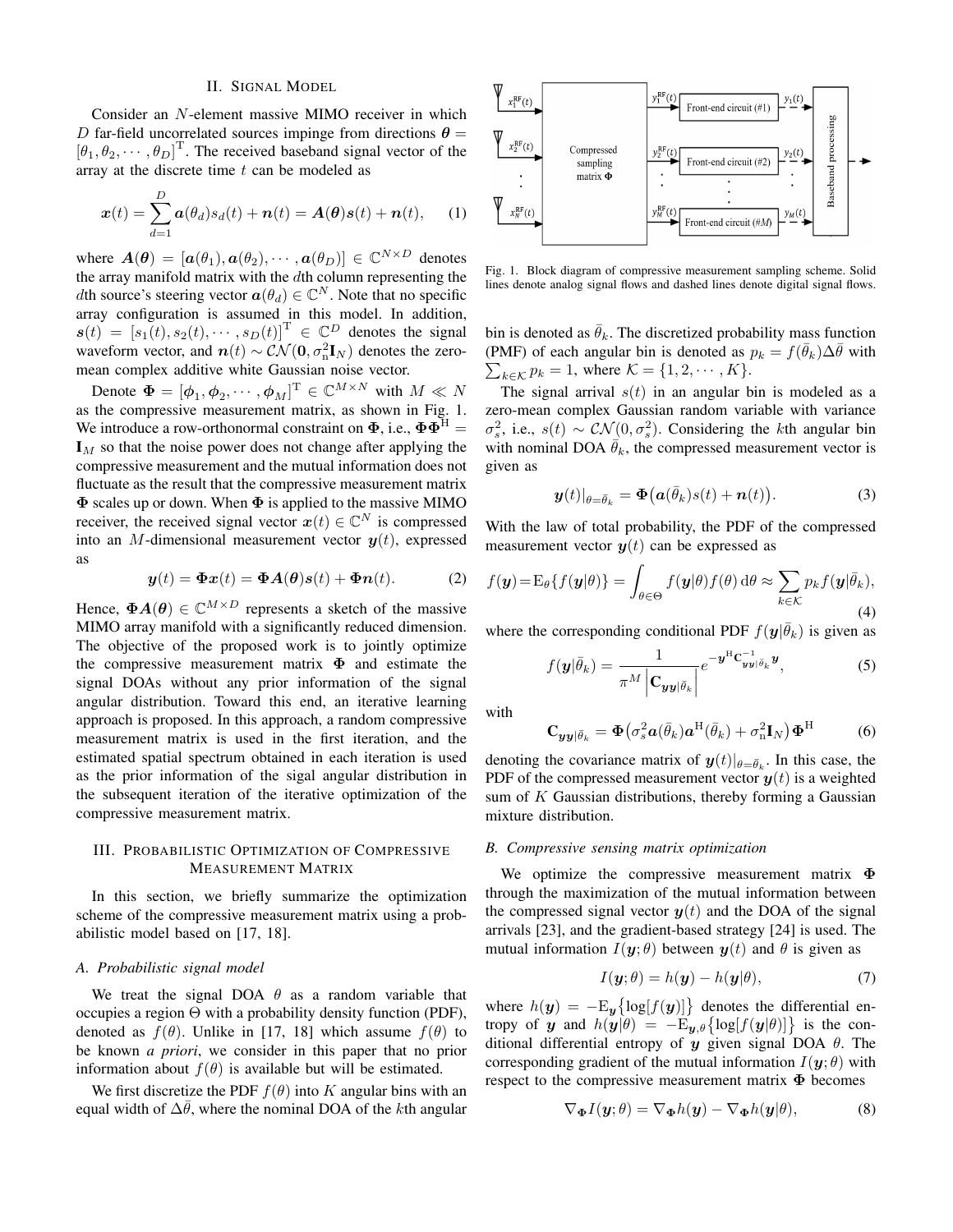## II. Signal Model

Consider an $N$-element massive MIMO receiver in which $D$ far-field uncorrelated sources impinge from directions $\boldsymbol{\theta} = [\theta_1, \theta_2, \cdots, \theta_D]^{\mathrm{T}}$. The received baseband signal vector of the array at the discrete time $t$ can be modeled as

$$\boldsymbol{x}(t) = \sum_{d=1}^{D} \boldsymbol{a}(\theta_d) s_d(t) + \boldsymbol{n}(t) = \boldsymbol{A}(\boldsymbol{\theta})\boldsymbol{s}(t) + \boldsymbol{n}(t), \quad (1)$$

where $\boldsymbol{A}(\boldsymbol{\theta}) = [\boldsymbol{a}(\theta_1), \boldsymbol{a}(\theta_2), \cdots, \boldsymbol{a}(\theta_D)] \in \mathbb{C}^{N \times D}$ denotes the array manifold matrix with the $d$th column representing the $d$th source's steering vector $\boldsymbol{a}(\theta_d) \in \mathbb{C}^N$. Note that no specific array configuration is assumed in this model. In addition, $\boldsymbol{s}(t) = [s_1(t), s_2(t), \cdots, s_D(t)]^{\mathrm{T}} \in \mathbb{C}^D$ denotes the signal waveform vector, and $\boldsymbol{n}(t) \sim \mathcal{CN}(\boldsymbol{0}, \sigma_{\mathrm{n}}^2 \mathbf{I}_N)$ denotes the zero-mean complex additive white Gaussian noise vector.

Denote $\boldsymbol{\Phi} = [\boldsymbol{\phi}_1, \boldsymbol{\phi}_2, \cdots, \boldsymbol{\phi}_M]^{\mathrm{T}} \in \mathbb{C}^{M \times N}$ with $M \ll N$ as the compressive measurement matrix, as shown in Fig. 1. We introduce a row-orthonormal constraint on $\boldsymbol{\Phi}$, i.e., $\boldsymbol{\Phi}\boldsymbol{\Phi}^{\mathrm{H}} = \mathbf{I}_M$ so that the noise power does not change after applying the compressive measurement and the mutual information does not fluctuate as the result that the compressive measurement matrix $\boldsymbol{\Phi}$ scales up or down. When $\boldsymbol{\Phi}$ is applied to the massive MIMO receiver, the received signal vector $\boldsymbol{x}(t) \in \mathbb{C}^N$ is compressed into an $M$-dimensional measurement vector $\boldsymbol{y}(t)$, expressed as

$$\boldsymbol{y}(t) = \boldsymbol{\Phi}\boldsymbol{x}(t) = \boldsymbol{\Phi}\boldsymbol{A}(\boldsymbol{\theta})\boldsymbol{s}(t) + \boldsymbol{\Phi}\boldsymbol{n}(t). \quad (2)$$

Hence, $\boldsymbol{\Phi}\boldsymbol{A}(\boldsymbol{\theta}) \in \mathbb{C}^{M \times D}$ represents a sketch of the massive MIMO array manifold with a significantly reduced dimension. The objective of the proposed work is to jointly optimize the compressive measurement matrix $\boldsymbol{\Phi}$ and estimate the signal DOAs without any prior information of the signal angular distribution. Toward this end, an iterative learning approach is proposed. In this approach, a random compressive measurement matrix is used in the first iteration, and the estimated spatial spectrum obtained in each iteration is used as the prior information of the sigal angular distribution in the subsequent iteration of the iterative optimization of the compressive measurement matrix.

Fig. 1. Block diagram of compressive measurement sampling scheme. Solid lines denote analog signal flows and dashed lines denote digital signal flows.

## III. Probabilistic Optimization of Compressive Measurement Matrix

In this section, we briefly summarize the optimization scheme of the compressive measurement matrix using a probabilistic model based on [17, 18].

### A. Probabilistic signal model

We treat the signal DOA $\theta$ as a random variable that occupies a region $\Theta$ with a probability density function (PDF), denoted as $f(\theta)$. Unlike in [17, 18] which assume $f(\theta)$ to be known *a priori*, we consider in this paper that no prior information about $f(\theta)$ is available but will be estimated.

We first discretize the PDF $f(\theta)$ into $K$ angular bins with an equal width of $\Delta\bar{\theta}$, where the nominal DOA of the $k$th angular bin is denoted as $\bar{\theta}_k$. The discretized probability mass function (PMF) of each angular bin is denoted as $p_k = f(\bar{\theta}_k)\Delta\bar{\theta}$ with $\sum_{k \in \mathcal{K}} p_k = 1$, where $\mathcal{K} = \{1, 2, \cdots, K\}$.

The signal arrival $s(t)$ in an angular bin is modeled as a zero-mean complex Gaussian random variable with variance $\sigma_s^2$, i.e., $s(t) \sim \mathcal{CN}(0, \sigma_s^2)$. Considering the $k$th angular bin with nominal DOA $\bar{\theta}_k$, the compressed measurement vector is given as

$$\boldsymbol{y}(t)|_{\theta=\bar{\theta}_k} = \boldsymbol{\Phi}\big(\boldsymbol{a}(\bar{\theta}_k)s(t) + \boldsymbol{n}(t)\big). \quad (3)$$

With the law of total probability, the PDF of the compressed measurement vector $\boldsymbol{y}(t)$ can be expressed as

$$f(\boldsymbol{y}) = \mathrm{E}_\theta\{f(\boldsymbol{y}|\theta)\} = \int_{\theta \in \Theta} f(\boldsymbol{y}|\theta) f(\theta)\, \mathrm{d}\theta \approx \sum_{k \in \mathcal{K}} p_k f(\boldsymbol{y}|\bar{\theta}_k), \quad (4)$$

where the corresponding conditional PDF $f(\boldsymbol{y}|\bar{\theta}_k)$ is given as

$$f(\boldsymbol{y}|\bar{\theta}_k) = \frac{1}{\pi^M \left|\mathbf{C}_{\boldsymbol{yy}|\bar{\theta}_k}\right|} e^{-\boldsymbol{y}^{\mathrm{H}} \mathbf{C}_{\boldsymbol{yy}|\bar{\theta}_k}^{-1} \boldsymbol{y}}, \quad (5)$$

with

$$\mathbf{C}_{\boldsymbol{yy}|\bar{\theta}_k} = \boldsymbol{\Phi}\big(\sigma_s^2 \boldsymbol{a}(\bar{\theta}_k)\boldsymbol{a}^{\mathrm{H}}(\bar{\theta}_k) + \sigma_{\mathrm{n}}^2 \mathbf{I}_N\big)\boldsymbol{\Phi}^{\mathrm{H}} \quad (6)$$

denoting the covariance matrix of $\boldsymbol{y}(t)|_{\theta=\bar{\theta}_k}$. In this case, the PDF of the compressed measurement vector $\boldsymbol{y}(t)$ is a weighted sum of $K$ Gaussian distributions, thereby forming a Gaussian mixture distribution.

### B. Compressive sensing matrix optimization

We optimize the compressive measurement matrix $\boldsymbol{\Phi}$ through the maximization of the mutual information between the compressed signal vector $\boldsymbol{y}(t)$ and the DOA of the signal arrivals [23], and the gradient-based strategy [24] is used. The mutual information $I(\boldsymbol{y};\theta)$ between $\boldsymbol{y}(t)$ and $\theta$ is given as

$$I(\boldsymbol{y};\theta) = h(\boldsymbol{y}) - h(\boldsymbol{y}|\theta), \quad (7)$$

where $h(\boldsymbol{y}) = -\mathrm{E}_{\boldsymbol{y}}\{\log[f(\boldsymbol{y})]\}$ denotes the differential entropy of $\boldsymbol{y}$ and $h(\boldsymbol{y}|\theta) = -\mathrm{E}_{\boldsymbol{y},\theta}\{\log[f(\boldsymbol{y}|\theta)]\}$ is the conditional differential entropy of $\boldsymbol{y}$ given signal DOA $\theta$. The corresponding gradient of the mutual information $I(\boldsymbol{y};\theta)$ with respect to the compressive measurement matrix $\boldsymbol{\Phi}$ becomes

$$\nabla_{\boldsymbol{\Phi}} I(\boldsymbol{y};\theta) = \nabla_{\boldsymbol{\Phi}} h(\boldsymbol{y}) - \nabla_{\boldsymbol{\Phi}} h(\boldsymbol{y}|\theta), \quad (8)$$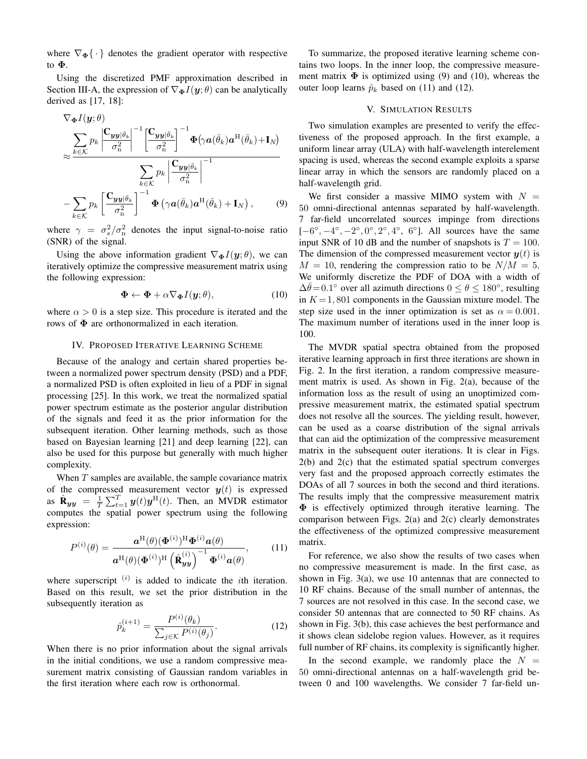where $\nabla_{\mathbf{\Phi}}\{\cdot\}$ denotes the gradient operator with respective to $\mathbf{\Phi}$.

Using the discretized PMF approximation described in Section III-A, the expression of $\nabla_{\mathbf{\Phi}} I(\boldsymbol{y};\theta)$ can be analytically derived as [17, 18]:

$$
\begin{aligned}
&\nabla_{\mathbf{\Phi}} I(\boldsymbol{y};\theta) \\
\approx &\frac{\sum_{k\in\mathcal{K}} p_k \left|\frac{\mathbf{C}_{\boldsymbol{yy}|\bar{\theta}_k}}{\sigma_{\mathrm{n}}^2}\right|^{-1} \left[\frac{\mathbf{C}_{\boldsymbol{yy}|\bar{\theta}_k}}{\sigma_{\mathrm{n}}^2}\right]^{-1} \mathbf{\Phi}\big(\gamma \boldsymbol{a}(\bar{\theta}_k)\boldsymbol{a}^{\mathrm{H}}(\bar{\theta}_k)+\mathbf{I}_N\big)}{\sum_{k\in\mathcal{K}} p_k \left|\frac{\mathbf{C}_{\boldsymbol{yy}|\bar{\theta}_k}}{\sigma_{\mathrm{n}}^2}\right|^{-1}} \\
&- \sum_{k\in\mathcal{K}} p_k \left[\frac{\mathbf{C}_{\boldsymbol{yy}|\bar{\theta}_k}}{\sigma_{\mathrm{n}}^2}\right]^{-1} \mathbf{\Phi}\left(\gamma \boldsymbol{a}(\bar{\theta}_k)\boldsymbol{a}^{\mathrm{H}}(\bar{\theta}_k)+\mathbf{I}_N\right), \qquad (9)
\end{aligned}
$$

where $\gamma = \sigma_s^2/\sigma_{\mathrm{n}}^2$ denotes the input signal-to-noise ratio (SNR) of the signal.

Using the above information gradient $\nabla_{\mathbf{\Phi}} I(\boldsymbol{y};\theta)$, we can iteratively optimize the compressive measurement matrix using the following expression:

$$
\mathbf{\Phi} \leftarrow \mathbf{\Phi} + \alpha \nabla_{\mathbf{\Phi}} I(\boldsymbol{y};\theta), \qquad (10)
$$

where $\alpha > 0$ is a step size. This procedure is iterated and the rows of $\mathbf{\Phi}$ are orthonormalized in each iteration.

## IV. Proposed Iterative Learning Scheme

Because of the analogy and certain shared properties between a normalized power spectrum density (PSD) and a PDF, a normalized PSD is often exploited in lieu of a PDF in signal processing [25]. In this work, we treat the normalized spatial power spectrum estimate as the posterior angular distribution of the signals and feed it as the prior information for the subsequent iteration. Other learning methods, such as those based on Bayesian learning [21] and deep learning [22], can also be used for this purpose but generally with much higher complexity.

When $T$ samples are available, the sample covariance matrix of the compressed measurement vector $\boldsymbol{y}(t)$ is expressed as $\hat{\mathbf{R}}_{\boldsymbol{yy}} = \frac{1}{T}\sum_{t=1}^{T} \boldsymbol{y}(t)\boldsymbol{y}^{\mathrm{H}}(t)$. Then, an MVDR estimator computes the spatial power spectrum using the following expression:

$$
P^{(i)}(\theta) = \frac{\boldsymbol{a}^{\mathrm{H}}(\theta)(\mathbf{\Phi}^{(i)})^{\mathrm{H}}\mathbf{\Phi}^{(i)}\boldsymbol{a}(\theta)}{\boldsymbol{a}^{\mathrm{H}}(\theta)(\mathbf{\Phi}^{(i)})^{\mathrm{H}}\left(\hat{\mathbf{R}}_{\boldsymbol{yy}}^{(i)}\right)^{-1}\mathbf{\Phi}^{(i)}\boldsymbol{a}(\theta)}, \qquad (11)
$$

where superscript $^{(i)}$ is added to indicate the $i$th iteration. Based on this result, we set the prior distribution in the subsequently iteration as

$$
\hat{p}_k^{(i+1)} = \frac{P^{(i)}(\theta_k)}{\sum_{j\in\mathcal{K}} P^{(i)}(\theta_j)}. \qquad (12)
$$

When there is no prior information about the signal arrivals in the initial conditions, we use a random compressive measurement matrix consisting of Gaussian random variables in the first iteration where each row is orthonormal.

To summarize, the proposed iterative learning scheme contains two loops. In the inner loop, the compressive measurement matrix $\mathbf{\Phi}$ is optimized using (9) and (10), whereas the outer loop learns $\hat{p}_k$ based on (11) and (12).

## V. Simulation Results

Two simulation examples are presented to verify the effectiveness of the proposed approach. In the first example, a uniform linear array (ULA) with half-wavelength interelement spacing is used, whereas the second example exploits a sparse linear array in which the sensors are randomly placed on a half-wavelength grid.

We first consider a massive MIMO system with $N = 50$ omni-directional antennas separated by half-wavelength. 7 far-field uncorrelated sources impinge from directions $[-6^\circ, -4^\circ, -2^\circ, 0^\circ, 2^\circ, 4^\circ,\ 6^\circ]$. All sources have the same input SNR of 10 dB and the number of snapshots is $T = 100$. The dimension of the compressed measurement vector $\boldsymbol{y}(t)$ is $M = 10$, rendering the compression ratio to be $N/M = 5$. We uniformly discretize the PDF of DOA with a width of $\Delta\bar{\theta} = 0.1^\circ$ over all azimuth directions $0 \leq \theta \leq 180^\circ$, resulting in $K = 1,801$ components in the Gaussian mixture model. The step size used in the inner optimization is set as $\alpha = 0.001$. The maximum number of iterations used in the inner loop is 100.

The MVDR spatial spectra obtained from the proposed iterative learning approach in first three iterations are shown in Fig. 2. In the first iteration, a random compressive measurement matrix is used. As shown in Fig. 2(a), because of the information loss as the result of using an unoptimized compressive measurement matrix, the estimated spatial spectrum does not resolve all the sources. The yielding result, however, can be used as a coarse distribution of the signal arrivals that can aid the optimization of the compressive measurement matrix in the subsequent outer iterations. It is clear in Figs. 2(b) and 2(c) that the estimated spatial spectrum converges very fast and the proposed approach correctly estimates the DOAs of all 7 sources in both the second and third iterations. The results imply that the compressive measurement matrix $\mathbf{\Phi}$ is effectively optimized through iterative learning. The comparison between Figs. 2(a) and 2(c) clearly demonstrates the effectiveness of the optimized compressive measurement matrix.

For reference, we also show the results of two cases when no compressive measurement is made. In the first case, as shown in Fig. 3(a), we use 10 antennas that are connected to 10 RF chains. Because of the small number of antennas, the 7 sources are not resolved in this case. In the second case, we consider 50 antennas that are connected to 50 RF chains. As shown in Fig. 3(b), this case achieves the best performance and it shows clean sidelobe region values. However, as it requires full number of RF chains, its complexity is significantly higher.

In the second example, we randomly place the $N = 50$ omni-directional antennas on a half-wavelength grid between 0 and 100 wavelengths. We consider 7 far-field un-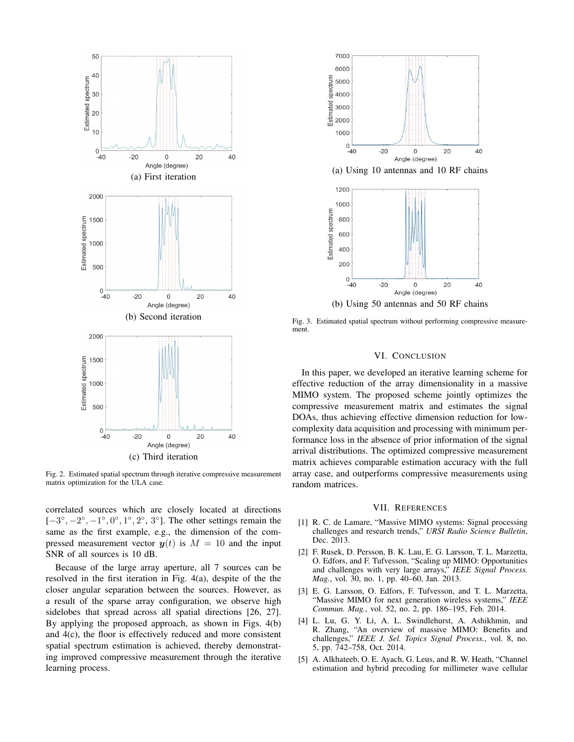(a) First iteration

(b) Second iteration

(c) Third iteration

Fig. 2. Estimated spatial spectrum through iterative compressive measurement matrix optimization for the ULA case.

correlated sources which are closely located at directions $[-3^\circ, -2^\circ, -1^\circ, 0^\circ, 1^\circ, 2^\circ, 3^\circ]$. The other settings remain the same as the first example, e.g., the dimension of the compressed measurement vector $\boldsymbol{y}(t)$ is $M = 10$ and the input SNR of all sources is 10 dB.

Because of the large array aperture, all 7 sources can be resolved in the first iteration in Fig. 4(a), despite of the the closer angular separation between the sources. However, as a result of the sparse array configuration, we observe high sidelobes that spread across all spatial directions [26, 27]. By applying the proposed approach, as shown in Figs. 4(b) and 4(c), the floor is effectively reduced and more consistent spatial spectrum estimation is achieved, thereby demonstrating improved compressive measurement through the iterative learning process.

(a) Using 10 antennas and 10 RF chains

(b) Using 50 antennas and 50 RF chains

Fig. 3. Estimated spatial spectrum without performing compressive measurement.

## VI. Conclusion

In this paper, we developed an iterative learning scheme for effective reduction of the array dimensionality in a massive MIMO system. The proposed scheme jointly optimizes the compressive measurement matrix and estimates the signal DOAs, thus achieving effective dimension reduction for low-complexity data acquisition and processing with minimum performance loss in the absence of prior information of the signal arrival distributions. The optimized compressive measurement matrix achieves comparable estimation accuracy with the full array case, and outperforms compressive measurements using random matrices.

## VII. References

[1] R. C. de Lamare, "Massive MIMO systems: Signal processing challenges and research trends," *URSI Radio Science Bulletin*, Dec. 2013.

[2] F. Rusek, D. Persson, B. K. Lau, E. G. Larsson, T. L. Marzetta, O. Edfors, and F. Tufvesson, "Scaling up MIMO: Opportunities and challenges with very large arrays," *IEEE Signal Process. Mag.*, vol. 30, no. 1, pp. 40–60, Jan. 2013.

[3] E. G. Larsson, O. Edfors, F. Tufvesson, and T. L. Marzetta, "Massive MIMO for next generation wireless systems," *IEEE Commun. Mag.*, vol. 52, no. 2, pp. 186–195, Feb. 2014.

[4] L. Lu, G. Y. Li, A. L. Swindlehurst, A. Ashikhmin, and R. Zhang, "An overview of massive MIMO: Benefits and challenges," *IEEE J. Sel. Topics Signal Process.*, vol. 8, no. 5, pp. 742–758, Oct. 2014.

[5] A. Alkhateeb, O. E. Ayach, G. Leus, and R. W. Heath, "Channel estimation and hybrid precoding for millimeter wave cellular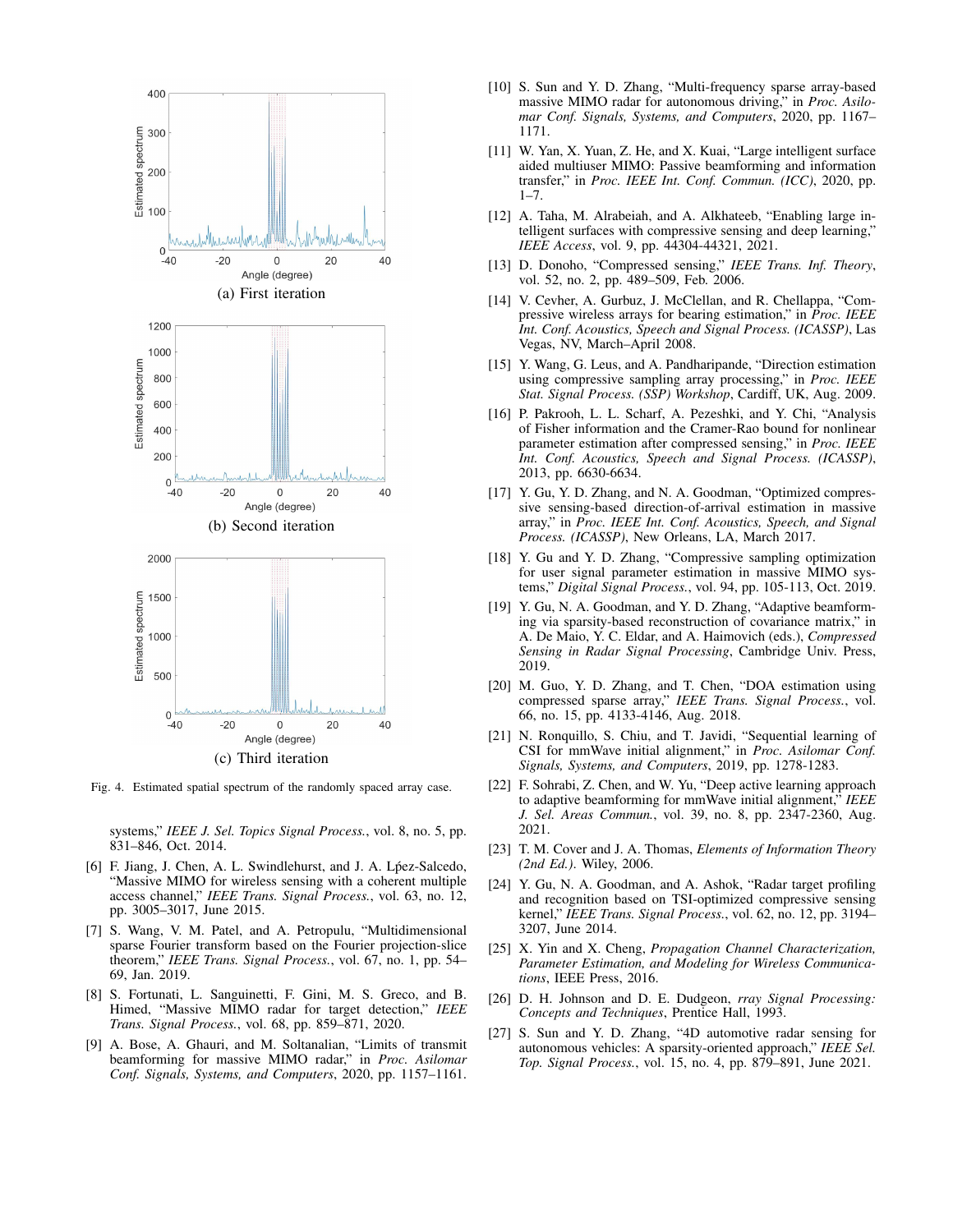400

300

200

100

0

Estimated spectrum

-40 -20 0 20 40

Angle (degree)

(a) First iteration

1200

1000

800

600

400

200

0

Estimated spectrum

-40 -20 0 20 40

Angle (degree)

(b) Second iteration

2000

1500

1000

500

0

Estimated spectrum

-40 -20 0 20 40

Angle (degree)

(c) Third iteration

Fig. 4. Estimated spatial spectrum of the randomly spaced array case.

systems," *IEEE J. Sel. Topics Signal Process.*, vol. 8, no. 5, pp. 831–846, Oct. 2014.

[6] F. Jiang, J. Chen, A. L. Swindlehurst, and J. A. Lṕez-Salcedo, "Massive MIMO for wireless sensing with a coherent multiple access channel," *IEEE Trans. Signal Process.*, vol. 63, no. 12, pp. 3005–3017, June 2015.

[7] S. Wang, V. M. Patel, and A. Petropulu, "Multidimensional sparse Fourier transform based on the Fourier projection-slice theorem," *IEEE Trans. Signal Process.*, vol. 67, no. 1, pp. 54–69, Jan. 2019.

[8] S. Fortunati, L. Sanguinetti, F. Gini, M. S. Greco, and B. Himed, "Massive MIMO radar for target detection," *IEEE Trans. Signal Process.*, vol. 68, pp. 859–871, 2020.

[9] A. Bose, A. Ghauri, and M. Soltanalian, "Limits of transmit beamforming for massive MIMO radar," in *Proc. Asilomar Conf. Signals, Systems, and Computers*, 2020, pp. 1157–1161.

[10] S. Sun and Y. D. Zhang, "Multi-frequency sparse array-based massive MIMO radar for autonomous driving," in *Proc. Asilomar Conf. Signals, Systems, and Computers*, 2020, pp. 1167–1171.

[11] W. Yan, X. Yuan, Z. He, and X. Kuai, "Large intelligent surface aided multiuser MIMO: Passive beamforming and information transfer," in *Proc. IEEE Int. Conf. Commun. (ICC)*, 2020, pp. 1–7.

[12] A. Taha, M. Alrabeiah, and A. Alkhateeb, "Enabling large intelligent surfaces with compressive sensing and deep learning," *IEEE Access*, vol. 9, pp. 44304-44321, 2021.

[13] D. Donoho, "Compressed sensing," *IEEE Trans. Inf. Theory*, vol. 52, no. 2, pp. 489–509, Feb. 2006.

[14] V. Cevher, A. Gurbuz, J. McClellan, and R. Chellappa, "Compressive wireless arrays for bearing estimation," in *Proc. IEEE Int. Conf. Acoustics, Speech and Signal Process. (ICASSP)*, Las Vegas, NV, March–April 2008.

[15] Y. Wang, G. Leus, and A. Pandharipande, "Direction estimation using compressive sampling array processing," in *Proc. IEEE Stat. Signal Process. (SSP) Workshop*, Cardiff, UK, Aug. 2009.

[16] P. Pakrooh, L. L. Scharf, A. Pezeshki, and Y. Chi, "Analysis of Fisher information and the Cramer-Rao bound for nonlinear parameter estimation after compressed sensing," in *Proc. IEEE Int. Conf. Acoustics, Speech and Signal Process. (ICASSP)*, 2013, pp. 6630-6634.

[17] Y. Gu, Y. D. Zhang, and N. A. Goodman, "Optimized compressive sensing-based direction-of-arrival estimation in massive array," in *Proc. IEEE Int. Conf. Acoustics, Speech, and Signal Process. (ICASSP)*, New Orleans, LA, March 2017.

[18] Y. Gu and Y. D. Zhang, "Compressive sampling optimization for user signal parameter estimation in massive MIMO systems," *Digital Signal Process.*, vol. 94, pp. 105-113, Oct. 2019.

[19] Y. Gu, N. A. Goodman, and Y. D. Zhang, "Adaptive beamforming via sparsity-based reconstruction of covariance matrix," in A. De Maio, Y. C. Eldar, and A. Haimovich (eds.), *Compressed Sensing in Radar Signal Processing*, Cambridge Univ. Press, 2019.

[20] M. Guo, Y. D. Zhang, and T. Chen, "DOA estimation using compressed sparse array," *IEEE Trans. Signal Process.*, vol. 66, no. 15, pp. 4133-4146, Aug. 2018.

[21] N. Ronquillo, S. Chiu, and T. Javidi, "Sequential learning of CSI for mmWave initial alignment," in *Proc. Asilomar Conf. Signals, Systems, and Computers*, 2019, pp. 1278-1283.

[22] F. Sohrabi, Z. Chen, and W. Yu, "Deep active learning approach to adaptive beamforming for mmWave initial alignment," *IEEE J. Sel. Areas Commun.*, vol. 39, no. 8, pp. 2347-2360, Aug. 2021.

[23] T. M. Cover and J. A. Thomas, *Elements of Information Theory (2nd Ed.)*. Wiley, 2006.

[24] Y. Gu, N. A. Goodman, and A. Ashok, "Radar target profiling and recognition based on TSI-optimized compressive sensing kernel," *IEEE Trans. Signal Process.*, vol. 62, no. 12, pp. 3194–3207, June 2014.

[25] X. Yin and X. Cheng, *Propagation Channel Characterization, Parameter Estimation, and Modeling for Wireless Communications*, IEEE Press, 2016.

[26] D. H. Johnson and D. E. Dudgeon, *rray Signal Processing: Concepts and Techniques*, Prentice Hall, 1993.

[27] S. Sun and Y. D. Zhang, "4D automotive radar sensing for autonomous vehicles: A sparsity-oriented approach," *IEEE Sel. Top. Signal Process.*, vol. 15, no. 4, pp. 879–891, June 2021.